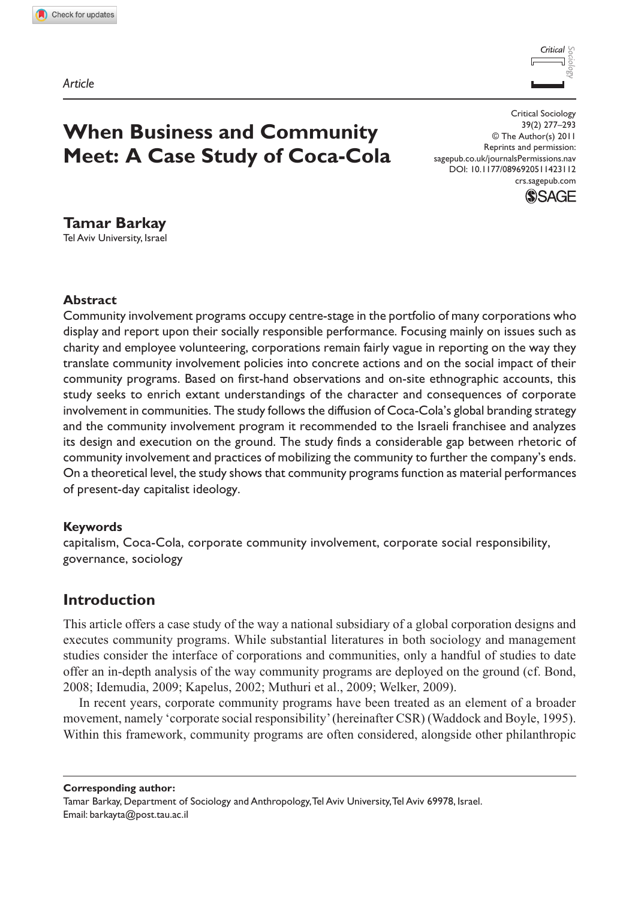*Article*

# When Business and Community Meet: A Case Study of Coca-Cola

Critical Sociology
39(2) 277–293
© The Author(s) 2011
Reprints and permission:
sagepub.co.uk/journalsPermissions.nav
DOI: 10.1177/0896920511423112
crs.sagepub.com

**Tamar Barkay**
Tel Aviv University, Israel

## Abstract

Community involvement programs occupy centre-stage in the portfolio of many corporations who display and report upon their socially responsible performance. Focusing mainly on issues such as charity and employee volunteering, corporations remain fairly vague in reporting on the way they translate community involvement policies into concrete actions and on the social impact of their community programs. Based on first-hand observations and on-site ethnographic accounts, this study seeks to enrich extant understandings of the character and consequences of corporate involvement in communities. The study follows the diffusion of Coca-Cola's global branding strategy and the community involvement program it recommended to the Israeli franchisee and analyzes its design and execution on the ground. The study finds a considerable gap between rhetoric of community involvement and practices of mobilizing the community to further the company's ends. On a theoretical level, the study shows that community programs function as material performances of present-day capitalist ideology.

## Keywords

capitalism, Coca-Cola, corporate community involvement, corporate social responsibility, governance, sociology

## Introduction

This article offers a case study of the way a national subsidiary of a global corporation designs and executes community programs. While substantial literatures in both sociology and management studies consider the interface of corporations and communities, only a handful of studies to date offer an in-depth analysis of the way community programs are deployed on the ground (cf. Bond, 2008; Idemudia, 2009; Kapelus, 2002; Muthuri et al., 2009; Welker, 2009).

In recent years, corporate community programs have been treated as an element of a broader movement, namely 'corporate social responsibility' (hereinafter CSR) (Waddock and Boyle, 1995). Within this framework, community programs are often considered, alongside other philanthropic

---

**Corresponding author:**
Tamar Barkay, Department of Sociology and Anthropology, Tel Aviv University, Tel Aviv 69978, Israel.
Email: barkayta@post.tau.ac.il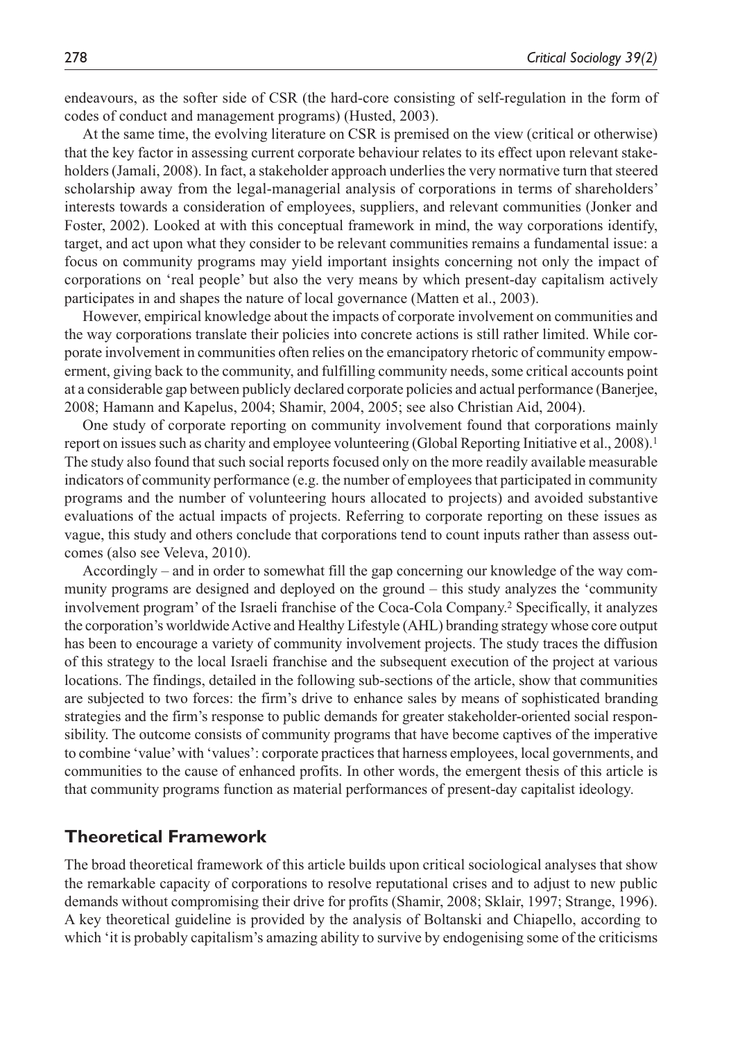endeavours, as the softer side of CSR (the hard-core consisting of self-regulation in the form of codes of conduct and management programs) (Husted, 2003).

At the same time, the evolving literature on CSR is premised on the view (critical or otherwise) that the key factor in assessing current corporate behaviour relates to its effect upon relevant stakeholders (Jamali, 2008). In fact, a stakeholder approach underlies the very normative turn that steered scholarship away from the legal-managerial analysis of corporations in terms of shareholders' interests towards a consideration of employees, suppliers, and relevant communities (Jonker and Foster, 2002). Looked at with this conceptual framework in mind, the way corporations identify, target, and act upon what they consider to be relevant communities remains a fundamental issue: a focus on community programs may yield important insights concerning not only the impact of corporations on 'real people' but also the very means by which present-day capitalism actively participates in and shapes the nature of local governance (Matten et al., 2003).

However, empirical knowledge about the impacts of corporate involvement on communities and the way corporations translate their policies into concrete actions is still rather limited. While corporate involvement in communities often relies on the emancipatory rhetoric of community empowerment, giving back to the community, and fulfilling community needs, some critical accounts point at a considerable gap between publicly declared corporate policies and actual performance (Banerjee, 2008; Hamann and Kapelus, 2004; Shamir, 2004, 2005; see also Christian Aid, 2004).

One study of corporate reporting on community involvement found that corporations mainly report on issues such as charity and employee volunteering (Global Reporting Initiative et al., 2008).[1] The study also found that such social reports focused only on the more readily available measurable indicators of community performance (e.g. the number of employees that participated in community programs and the number of volunteering hours allocated to projects) and avoided substantive evaluations of the actual impacts of projects. Referring to corporate reporting on these issues as vague, this study and others conclude that corporations tend to count inputs rather than assess outcomes (also see Veleva, 2010).

Accordingly – and in order to somewhat fill the gap concerning our knowledge of the way community programs are designed and deployed on the ground – this study analyzes the 'community involvement program' of the Israeli franchise of the Coca-Cola Company.[2] Specifically, it analyzes the corporation's worldwide Active and Healthy Lifestyle (AHL) branding strategy whose core output has been to encourage a variety of community involvement projects. The study traces the diffusion of this strategy to the local Israeli franchise and the subsequent execution of the project at various locations. The findings, detailed in the following sub-sections of the article, show that communities are subjected to two forces: the firm's drive to enhance sales by means of sophisticated branding strategies and the firm's response to public demands for greater stakeholder-oriented social responsibility. The outcome consists of community programs that have become captives of the imperative to combine 'value' with 'values': corporate practices that harness employees, local governments, and communities to the cause of enhanced profits. In other words, the emergent thesis of this article is that community programs function as material performances of present-day capitalist ideology.

## Theoretical Framework

The broad theoretical framework of this article builds upon critical sociological analyses that show the remarkable capacity of corporations to resolve reputational crises and to adjust to new public demands without compromising their drive for profits (Shamir, 2008; Sklair, 1997; Strange, 1996). A key theoretical guideline is provided by the analysis of Boltanski and Chiapello, according to which 'it is probably capitalism's amazing ability to survive by endogenising some of the criticisms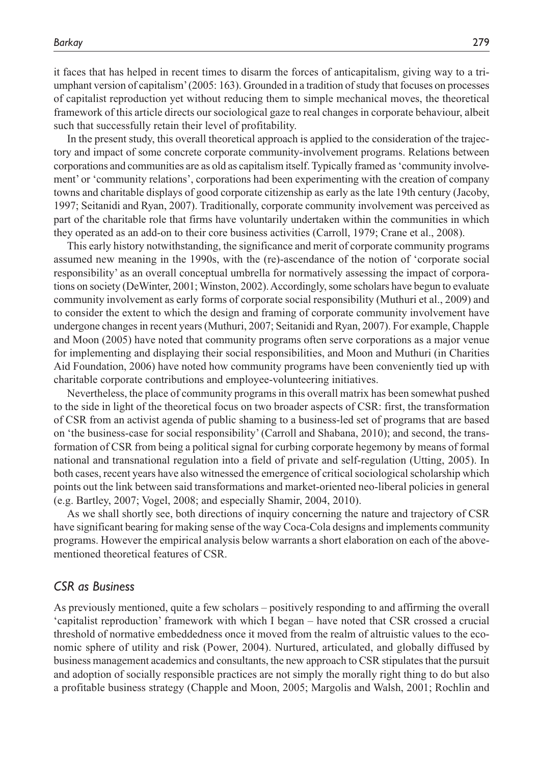it faces that has helped in recent times to disarm the forces of anticapitalism, giving way to a triumphant version of capitalism' (2005: 163). Grounded in a tradition of study that focuses on processes of capitalist reproduction yet without reducing them to simple mechanical moves, the theoretical framework of this article directs our sociological gaze to real changes in corporate behaviour, albeit such that successfully retain their level of profitability.

In the present study, this overall theoretical approach is applied to the consideration of the trajectory and impact of some concrete corporate community-involvement programs. Relations between corporations and communities are as old as capitalism itself. Typically framed as 'community involvement' or 'community relations', corporations had been experimenting with the creation of company towns and charitable displays of good corporate citizenship as early as the late 19th century (Jacoby, 1997; Seitanidi and Ryan, 2007). Traditionally, corporate community involvement was perceived as part of the charitable role that firms have voluntarily undertaken within the communities in which they operated as an add-on to their core business activities (Carroll, 1979; Crane et al., 2008).

This early history notwithstanding, the significance and merit of corporate community programs assumed new meaning in the 1990s, with the (re)-ascendance of the notion of 'corporate social responsibility' as an overall conceptual umbrella for normatively assessing the impact of corporations on society (DeWinter, 2001; Winston, 2002). Accordingly, some scholars have begun to evaluate community involvement as early forms of corporate social responsibility (Muthuri et al., 2009) and to consider the extent to which the design and framing of corporate community involvement have undergone changes in recent years (Muthuri, 2007; Seitanidi and Ryan, 2007). For example, Chapple and Moon (2005) have noted that community programs often serve corporations as a major venue for implementing and displaying their social responsibilities, and Moon and Muthuri (in Charities Aid Foundation, 2006) have noted how community programs have been conveniently tied up with charitable corporate contributions and employee-volunteering initiatives.

Nevertheless, the place of community programs in this overall matrix has been somewhat pushed to the side in light of the theoretical focus on two broader aspects of CSR: first, the transformation of CSR from an activist agenda of public shaming to a business-led set of programs that are based on 'the business-case for social responsibility' (Carroll and Shabana, 2010); and second, the transformation of CSR from being a political signal for curbing corporate hegemony by means of formal national and transnational regulation into a field of private and self-regulation (Utting, 2005). In both cases, recent years have also witnessed the emergence of critical sociological scholarship which points out the link between said transformations and market-oriented neo-liberal policies in general (e.g. Bartley, 2007; Vogel, 2008; and especially Shamir, 2004, 2010).

As we shall shortly see, both directions of inquiry concerning the nature and trajectory of CSR have significant bearing for making sense of the way Coca-Cola designs and implements community programs. However the empirical analysis below warrants a short elaboration on each of the above-mentioned theoretical features of CSR.

### *CSR as Business*

As previously mentioned, quite a few scholars – positively responding to and affirming the overall 'capitalist reproduction' framework with which I began – have noted that CSR crossed a crucial threshold of normative embeddedness once it moved from the realm of altruistic values to the economic sphere of utility and risk (Power, 2004). Nurtured, articulated, and globally diffused by business management academics and consultants, the new approach to CSR stipulates that the pursuit and adoption of socially responsible practices are not simply the morally right thing to do but also a profitable business strategy (Chapple and Moon, 2005; Margolis and Walsh, 2001; Rochlin and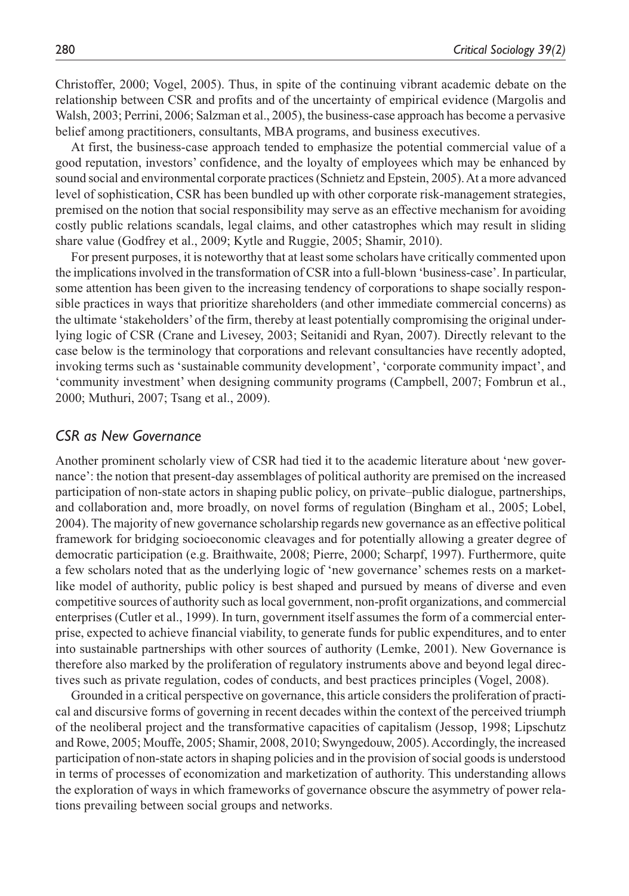Christoffer, 2000; Vogel, 2005). Thus, in spite of the continuing vibrant academic debate on the relationship between CSR and profits and of the uncertainty of empirical evidence (Margolis and Walsh, 2003; Perrini, 2006; Salzman et al., 2005), the business-case approach has become a pervasive belief among practitioners, consultants, MBA programs, and business executives.

At first, the business-case approach tended to emphasize the potential commercial value of a good reputation, investors' confidence, and the loyalty of employees which may be enhanced by sound social and environmental corporate practices (Schnietz and Epstein, 2005). At a more advanced level of sophistication, CSR has been bundled up with other corporate risk-management strategies, premised on the notion that social responsibility may serve as an effective mechanism for avoiding costly public relations scandals, legal claims, and other catastrophes which may result in sliding share value (Godfrey et al., 2009; Kytle and Ruggie, 2005; Shamir, 2010).

For present purposes, it is noteworthy that at least some scholars have critically commented upon the implications involved in the transformation of CSR into a full-blown 'business-case'. In particular, some attention has been given to the increasing tendency of corporations to shape socially responsible practices in ways that prioritize shareholders (and other immediate commercial concerns) as the ultimate 'stakeholders' of the firm, thereby at least potentially compromising the original underlying logic of CSR (Crane and Livesey, 2003; Seitanidi and Ryan, 2007). Directly relevant to the case below is the terminology that corporations and relevant consultancies have recently adopted, invoking terms such as 'sustainable community development', 'corporate community impact', and 'community investment' when designing community programs (Campbell, 2007; Fombrun et al., 2000; Muthuri, 2007; Tsang et al., 2009).

## *CSR as New Governance*

Another prominent scholarly view of CSR had tied it to the academic literature about 'new governance': the notion that present-day assemblages of political authority are premised on the increased participation of non-state actors in shaping public policy, on private–public dialogue, partnerships, and collaboration and, more broadly, on novel forms of regulation (Bingham et al., 2005; Lobel, 2004). The majority of new governance scholarship regards new governance as an effective political framework for bridging socioeconomic cleavages and for potentially allowing a greater degree of democratic participation (e.g. Braithwaite, 2008; Pierre, 2000; Scharpf, 1997). Furthermore, quite a few scholars noted that as the underlying logic of 'new governance' schemes rests on a market-like model of authority, public policy is best shaped and pursued by means of diverse and even competitive sources of authority such as local government, non-profit organizations, and commercial enterprises (Cutler et al., 1999). In turn, government itself assumes the form of a commercial enterprise, expected to achieve financial viability, to generate funds for public expenditures, and to enter into sustainable partnerships with other sources of authority (Lemke, 2001). New Governance is therefore also marked by the proliferation of regulatory instruments above and beyond legal directives such as private regulation, codes of conducts, and best practices principles (Vogel, 2008).

Grounded in a critical perspective on governance, this article considers the proliferation of practical and discursive forms of governing in recent decades within the context of the perceived triumph of the neoliberal project and the transformative capacities of capitalism (Jessop, 1998; Lipschutz and Rowe, 2005; Mouffe, 2005; Shamir, 2008, 2010; Swyngedouw, 2005). Accordingly, the increased participation of non-state actors in shaping policies and in the provision of social goods is understood in terms of processes of economization and marketization of authority. This understanding allows the exploration of ways in which frameworks of governance obscure the asymmetry of power relations prevailing between social groups and networks.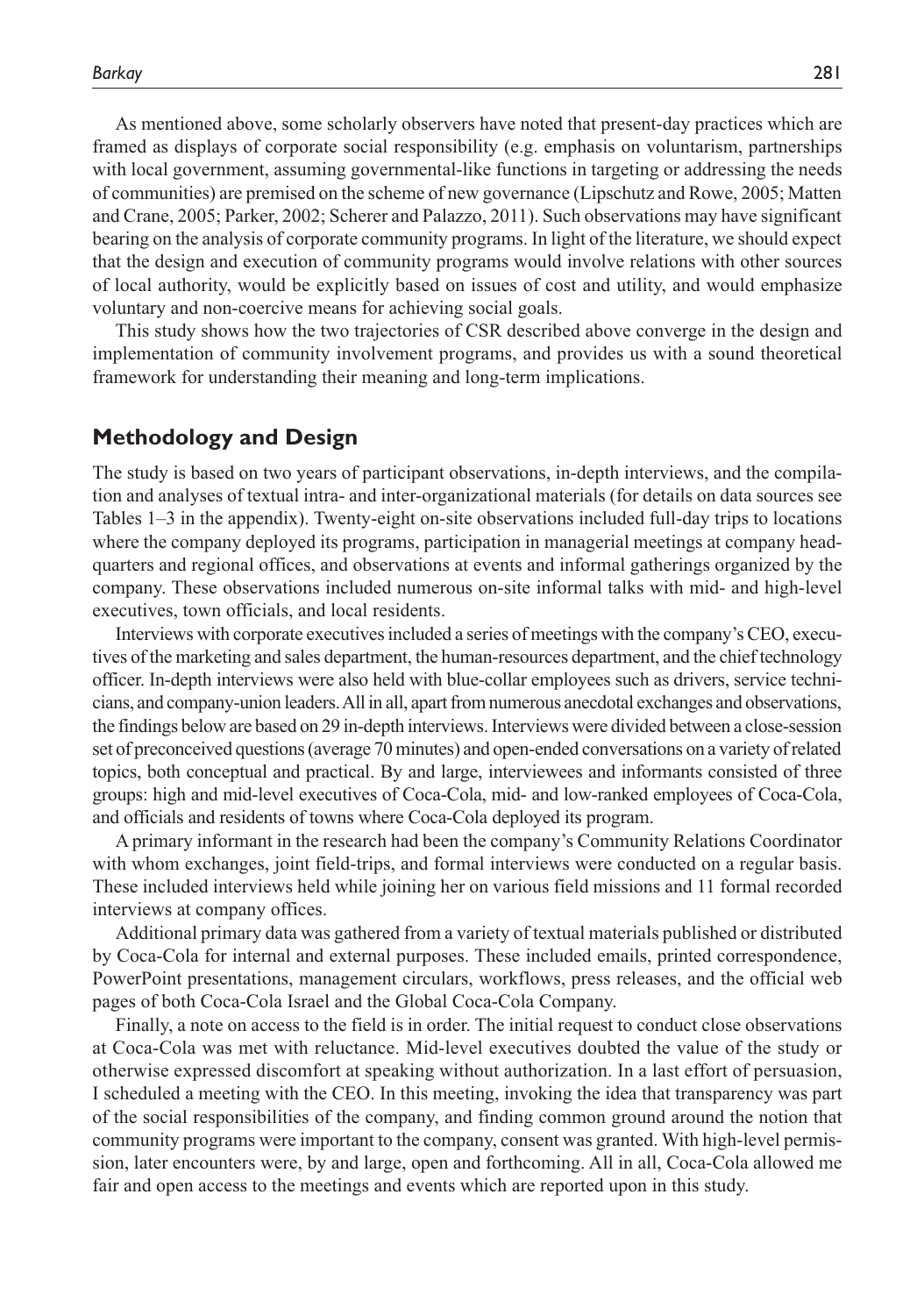As mentioned above, some scholarly observers have noted that present-day practices which are framed as displays of corporate social responsibility (e.g. emphasis on voluntarism, partnerships with local government, assuming governmental-like functions in targeting or addressing the needs of communities) are premised on the scheme of new governance (Lipschutz and Rowe, 2005; Matten and Crane, 2005; Parker, 2002; Scherer and Palazzo, 2011). Such observations may have significant bearing on the analysis of corporate community programs. In light of the literature, we should expect that the design and execution of community programs would involve relations with other sources of local authority, would be explicitly based on issues of cost and utility, and would emphasize voluntary and non-coercive means for achieving social goals.

This study shows how the two trajectories of CSR described above converge in the design and implementation of community involvement programs, and provides us with a sound theoretical framework for understanding their meaning and long-term implications.

## Methodology and Design

The study is based on two years of participant observations, in-depth interviews, and the compilation and analyses of textual intra- and inter-organizational materials (for details on data sources see Tables 1–3 in the appendix). Twenty-eight on-site observations included full-day trips to locations where the company deployed its programs, participation in managerial meetings at company headquarters and regional offices, and observations at events and informal gatherings organized by the company. These observations included numerous on-site informal talks with mid- and high-level executives, town officials, and local residents.

Interviews with corporate executives included a series of meetings with the company's CEO, executives of the marketing and sales department, the human-resources department, and the chief technology officer. In-depth interviews were also held with blue-collar employees such as drivers, service technicians, and company-union leaders. All in all, apart from numerous anecdotal exchanges and observations, the findings below are based on 29 in-depth interviews. Interviews were divided between a close-session set of preconceived questions (average 70 minutes) and open-ended conversations on a variety of related topics, both conceptual and practical. By and large, interviewees and informants consisted of three groups: high and mid-level executives of Coca-Cola, mid- and low-ranked employees of Coca-Cola, and officials and residents of towns where Coca-Cola deployed its program.

A primary informant in the research had been the company's Community Relations Coordinator with whom exchanges, joint field-trips, and formal interviews were conducted on a regular basis. These included interviews held while joining her on various field missions and 11 formal recorded interviews at company offices.

Additional primary data was gathered from a variety of textual materials published or distributed by Coca-Cola for internal and external purposes. These included emails, printed correspondence, PowerPoint presentations, management circulars, workflows, press releases, and the official web pages of both Coca-Cola Israel and the Global Coca-Cola Company.

Finally, a note on access to the field is in order. The initial request to conduct close observations at Coca-Cola was met with reluctance. Mid-level executives doubted the value of the study or otherwise expressed discomfort at speaking without authorization. In a last effort of persuasion, I scheduled a meeting with the CEO. In this meeting, invoking the idea that transparency was part of the social responsibilities of the company, and finding common ground around the notion that community programs were important to the company, consent was granted. With high-level permission, later encounters were, by and large, open and forthcoming. All in all, Coca-Cola allowed me fair and open access to the meetings and events which are reported upon in this study.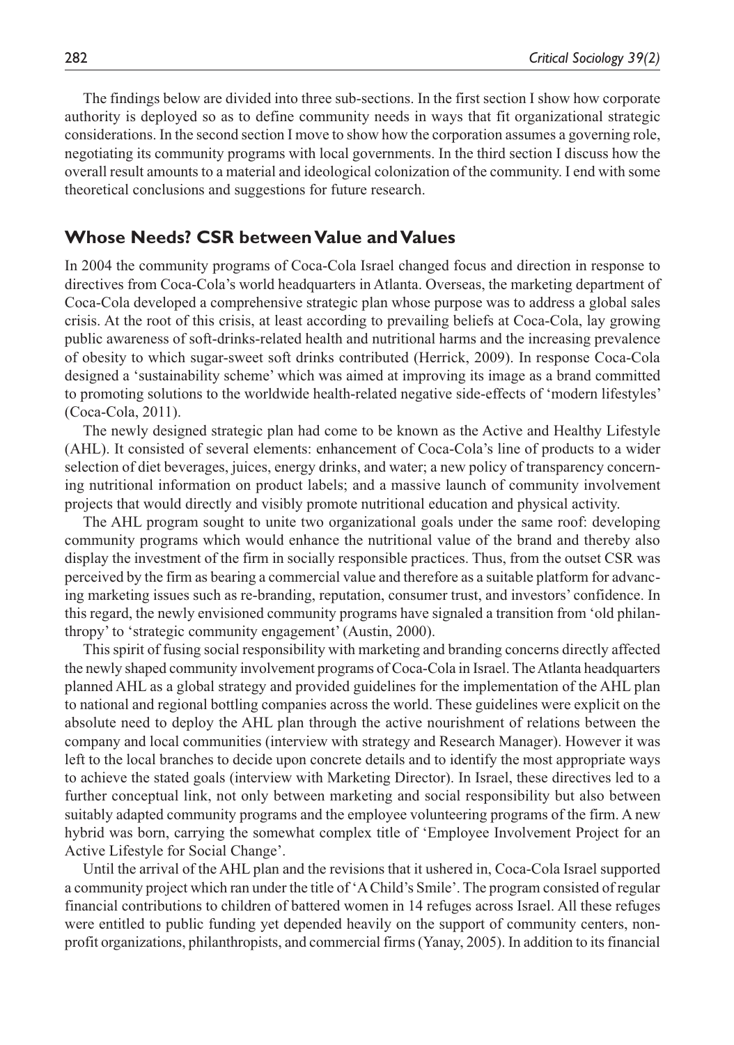The findings below are divided into three sub-sections. In the first section I show how corporate authority is deployed so as to define community needs in ways that fit organizational strategic considerations. In the second section I move to show how the corporation assumes a governing role, negotiating its community programs with local governments. In the third section I discuss how the overall result amounts to a material and ideological colonization of the community. I end with some theoretical conclusions and suggestions for future research.

## Whose Needs? CSR between Value and Values

In 2004 the community programs of Coca-Cola Israel changed focus and direction in response to directives from Coca-Cola's world headquarters in Atlanta. Overseas, the marketing department of Coca-Cola developed a comprehensive strategic plan whose purpose was to address a global sales crisis. At the root of this crisis, at least according to prevailing beliefs at Coca-Cola, lay growing public awareness of soft-drinks-related health and nutritional harms and the increasing prevalence of obesity to which sugar-sweet soft drinks contributed (Herrick, 2009). In response Coca-Cola designed a 'sustainability scheme' which was aimed at improving its image as a brand committed to promoting solutions to the worldwide health-related negative side-effects of 'modern lifestyles' (Coca-Cola, 2011).

The newly designed strategic plan had come to be known as the Active and Healthy Lifestyle (AHL). It consisted of several elements: enhancement of Coca-Cola's line of products to a wider selection of diet beverages, juices, energy drinks, and water; a new policy of transparency concerning nutritional information on product labels; and a massive launch of community involvement projects that would directly and visibly promote nutritional education and physical activity.

The AHL program sought to unite two organizational goals under the same roof: developing community programs which would enhance the nutritional value of the brand and thereby also display the investment of the firm in socially responsible practices. Thus, from the outset CSR was perceived by the firm as bearing a commercial value and therefore as a suitable platform for advancing marketing issues such as re-branding, reputation, consumer trust, and investors' confidence. In this regard, the newly envisioned community programs have signaled a transition from 'old philanthropy' to 'strategic community engagement' (Austin, 2000).

This spirit of fusing social responsibility with marketing and branding concerns directly affected the newly shaped community involvement programs of Coca-Cola in Israel. The Atlanta headquarters planned AHL as a global strategy and provided guidelines for the implementation of the AHL plan to national and regional bottling companies across the world. These guidelines were explicit on the absolute need to deploy the AHL plan through the active nourishment of relations between the company and local communities (interview with strategy and Research Manager). However it was left to the local branches to decide upon concrete details and to identify the most appropriate ways to achieve the stated goals (interview with Marketing Director). In Israel, these directives led to a further conceptual link, not only between marketing and social responsibility but also between suitably adapted community programs and the employee volunteering programs of the firm. A new hybrid was born, carrying the somewhat complex title of 'Employee Involvement Project for an Active Lifestyle for Social Change'.

Until the arrival of the AHL plan and the revisions that it ushered in, Coca-Cola Israel supported a community project which ran under the title of 'A Child's Smile'. The program consisted of regular financial contributions to children of battered women in 14 refuges across Israel. All these refuges were entitled to public funding yet depended heavily on the support of community centers, non-profit organizations, philanthropists, and commercial firms (Yanay, 2005). In addition to its financial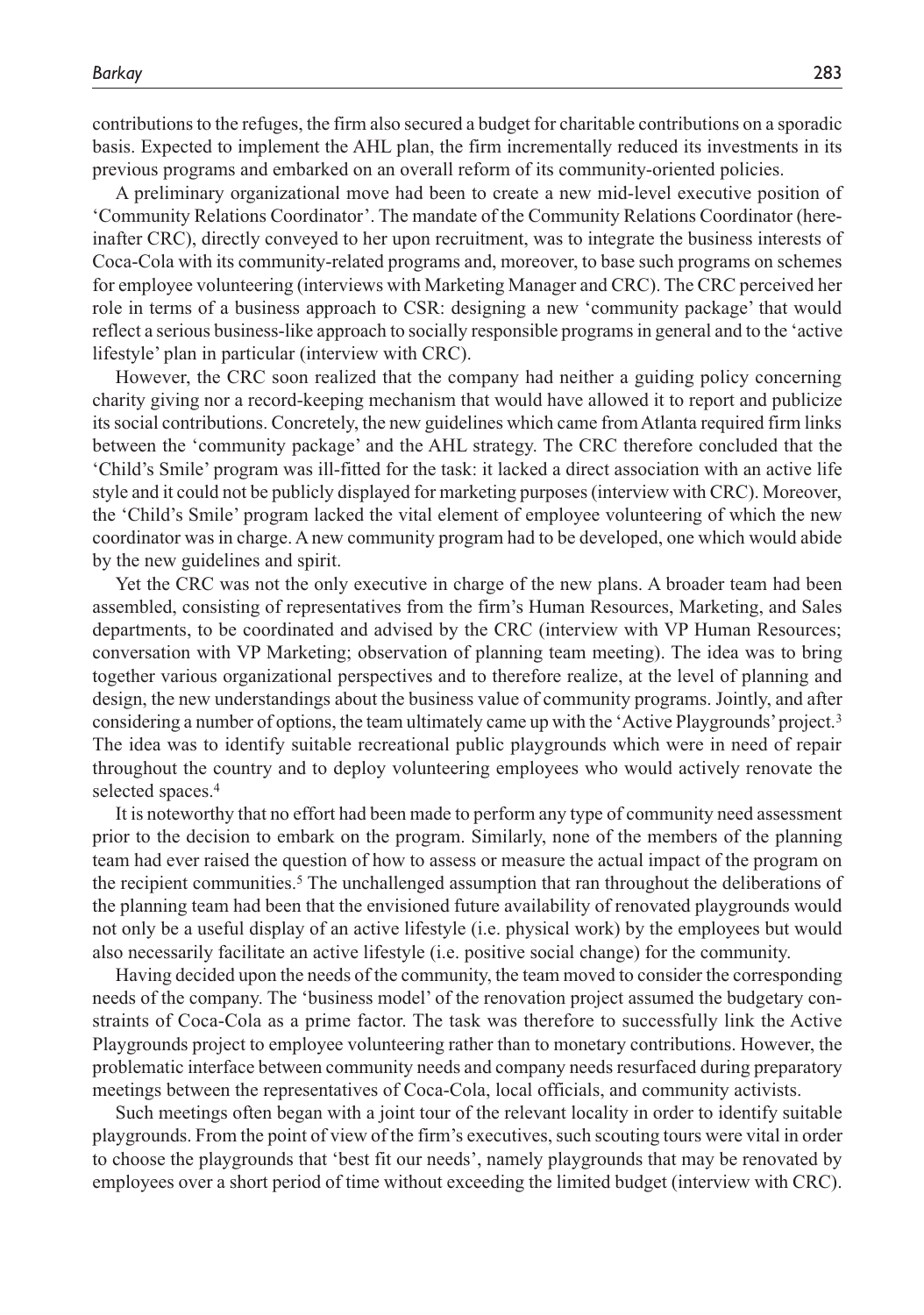contributions to the refuges, the firm also secured a budget for charitable contributions on a sporadic basis. Expected to implement the AHL plan, the firm incrementally reduced its investments in its previous programs and embarked on an overall reform of its community-oriented policies.

A preliminary organizational move had been to create a new mid-level executive position of 'Community Relations Coordinator'. The mandate of the Community Relations Coordinator (hereinafter CRC), directly conveyed to her upon recruitment, was to integrate the business interests of Coca-Cola with its community-related programs and, moreover, to base such programs on schemes for employee volunteering (interviews with Marketing Manager and CRC). The CRC perceived her role in terms of a business approach to CSR: designing a new 'community package' that would reflect a serious business-like approach to socially responsible programs in general and to the 'active lifestyle' plan in particular (interview with CRC).

However, the CRC soon realized that the company had neither a guiding policy concerning charity giving nor a record-keeping mechanism that would have allowed it to report and publicize its social contributions. Concretely, the new guidelines which came from Atlanta required firm links between the 'community package' and the AHL strategy. The CRC therefore concluded that the 'Child's Smile' program was ill-fitted for the task: it lacked a direct association with an active life style and it could not be publicly displayed for marketing purposes (interview with CRC). Moreover, the 'Child's Smile' program lacked the vital element of employee volunteering of which the new coordinator was in charge. A new community program had to be developed, one which would abide by the new guidelines and spirit.

Yet the CRC was not the only executive in charge of the new plans. A broader team had been assembled, consisting of representatives from the firm's Human Resources, Marketing, and Sales departments, to be coordinated and advised by the CRC (interview with VP Human Resources; conversation with VP Marketing; observation of planning team meeting). The idea was to bring together various organizational perspectives and to therefore realize, at the level of planning and design, the new understandings about the business value of community programs. Jointly, and after considering a number of options, the team ultimately came up with the 'Active Playgrounds' project.[3] The idea was to identify suitable recreational public playgrounds which were in need of repair throughout the country and to deploy volunteering employees who would actively renovate the selected spaces.[4]

It is noteworthy that no effort had been made to perform any type of community need assessment prior to the decision to embark on the program. Similarly, none of the members of the planning team had ever raised the question of how to assess or measure the actual impact of the program on the recipient communities.[5] The unchallenged assumption that ran throughout the deliberations of the planning team had been that the envisioned future availability of renovated playgrounds would not only be a useful display of an active lifestyle (i.e. physical work) by the employees but would also necessarily facilitate an active lifestyle (i.e. positive social change) for the community.

Having decided upon the needs of the community, the team moved to consider the corresponding needs of the company. The 'business model' of the renovation project assumed the budgetary constraints of Coca-Cola as a prime factor. The task was therefore to successfully link the Active Playgrounds project to employee volunteering rather than to monetary contributions. However, the problematic interface between community needs and company needs resurfaced during preparatory meetings between the representatives of Coca-Cola, local officials, and community activists.

Such meetings often began with a joint tour of the relevant locality in order to identify suitable playgrounds. From the point of view of the firm's executives, such scouting tours were vital in order to choose the playgrounds that 'best fit our needs', namely playgrounds that may be renovated by employees over a short period of time without exceeding the limited budget (interview with CRC).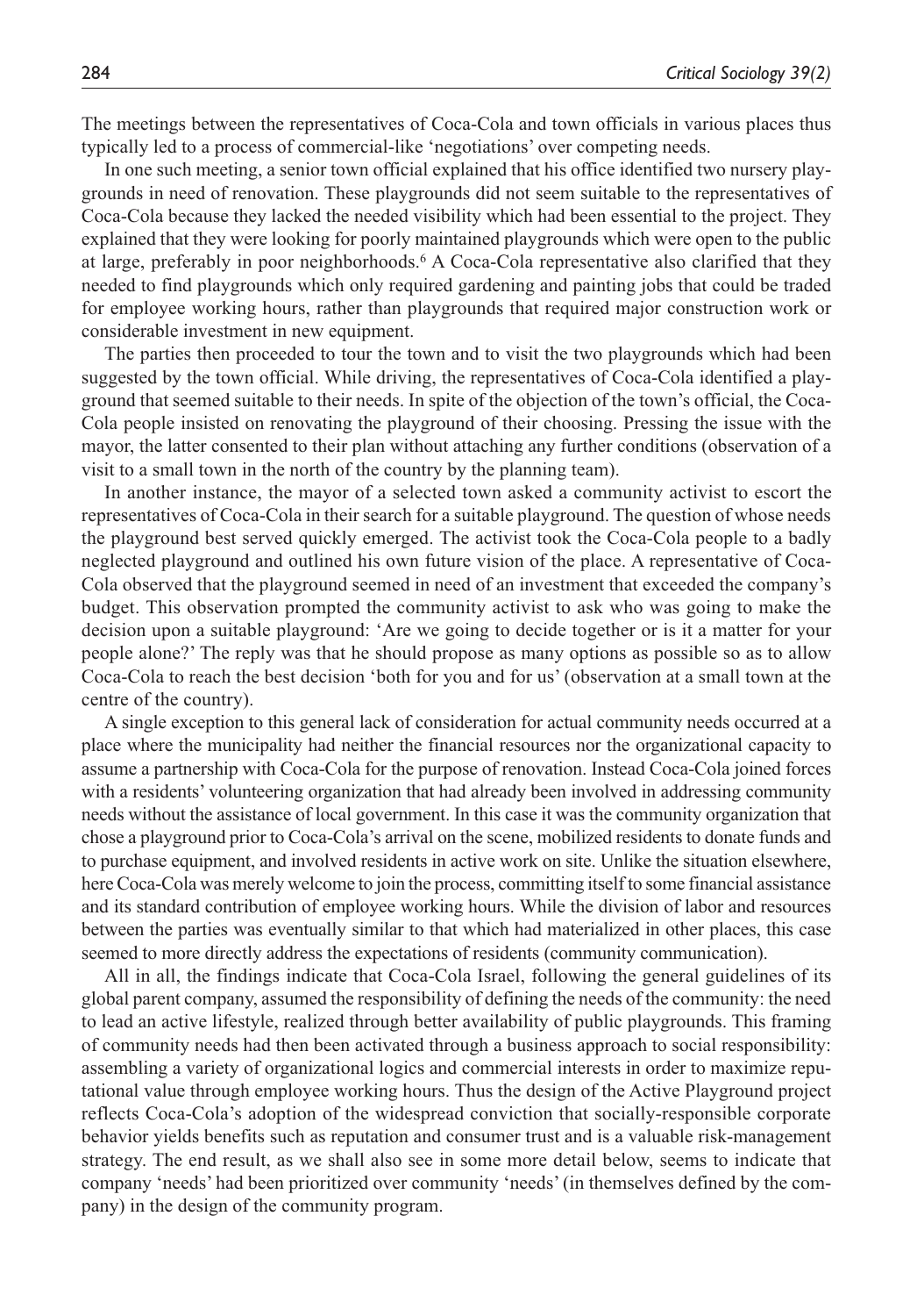The meetings between the representatives of Coca-Cola and town officials in various places thus typically led to a process of commercial-like 'negotiations' over competing needs.

In one such meeting, a senior town official explained that his office identified two nursery playgrounds in need of renovation. These playgrounds did not seem suitable to the representatives of Coca-Cola because they lacked the needed visibility which had been essential to the project. They explained that they were looking for poorly maintained playgrounds which were open to the public at large, preferably in poor neighborhoods.[6] A Coca-Cola representative also clarified that they needed to find playgrounds which only required gardening and painting jobs that could be traded for employee working hours, rather than playgrounds that required major construction work or considerable investment in new equipment.

The parties then proceeded to tour the town and to visit the two playgrounds which had been suggested by the town official. While driving, the representatives of Coca-Cola identified a playground that seemed suitable to their needs. In spite of the objection of the town's official, the Coca-Cola people insisted on renovating the playground of their choosing. Pressing the issue with the mayor, the latter consented to their plan without attaching any further conditions (observation of a visit to a small town in the north of the country by the planning team).

In another instance, the mayor of a selected town asked a community activist to escort the representatives of Coca-Cola in their search for a suitable playground. The question of whose needs the playground best served quickly emerged. The activist took the Coca-Cola people to a badly neglected playground and outlined his own future vision of the place. A representative of Coca-Cola observed that the playground seemed in need of an investment that exceeded the company's budget. This observation prompted the community activist to ask who was going to make the decision upon a suitable playground: 'Are we going to decide together or is it a matter for your people alone?' The reply was that he should propose as many options as possible so as to allow Coca-Cola to reach the best decision 'both for you and for us' (observation at a small town at the centre of the country).

A single exception to this general lack of consideration for actual community needs occurred at a place where the municipality had neither the financial resources nor the organizational capacity to assume a partnership with Coca-Cola for the purpose of renovation. Instead Coca-Cola joined forces with a residents' volunteering organization that had already been involved in addressing community needs without the assistance of local government. In this case it was the community organization that chose a playground prior to Coca-Cola's arrival on the scene, mobilized residents to donate funds and to purchase equipment, and involved residents in active work on site. Unlike the situation elsewhere, here Coca-Cola was merely welcome to join the process, committing itself to some financial assistance and its standard contribution of employee working hours. While the division of labor and resources between the parties was eventually similar to that which had materialized in other places, this case seemed to more directly address the expectations of residents (community communication).

All in all, the findings indicate that Coca-Cola Israel, following the general guidelines of its global parent company, assumed the responsibility of defining the needs of the community: the need to lead an active lifestyle, realized through better availability of public playgrounds. This framing of community needs had then been activated through a business approach to social responsibility: assembling a variety of organizational logics and commercial interests in order to maximize reputational value through employee working hours. Thus the design of the Active Playground project reflects Coca-Cola's adoption of the widespread conviction that socially-responsible corporate behavior yields benefits such as reputation and consumer trust and is a valuable risk-management strategy. The end result, as we shall also see in some more detail below, seems to indicate that company 'needs' had been prioritized over community 'needs' (in themselves defined by the company) in the design of the community program.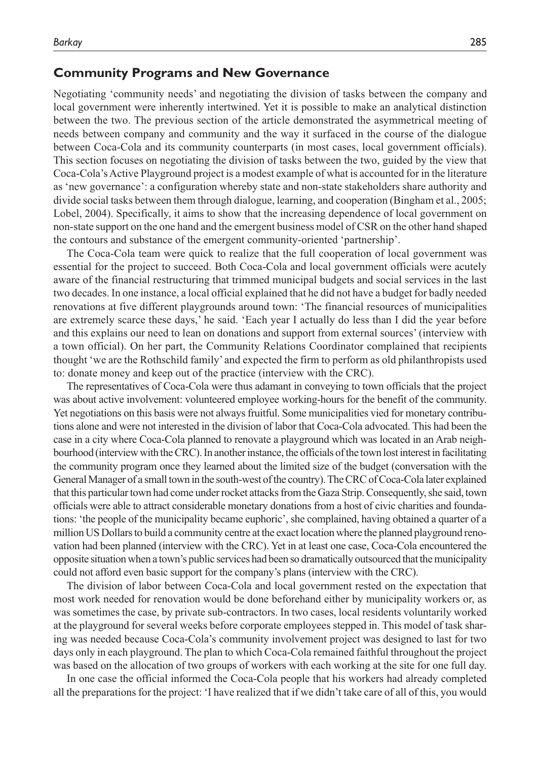## Community Programs and New Governance

Negotiating 'community needs' and negotiating the division of tasks between the company and local government were inherently intertwined. Yet it is possible to make an analytical distinction between the two. The previous section of the article demonstrated the asymmetrical meeting of needs between company and community and the way it surfaced in the course of the dialogue between Coca-Cola and its community counterparts (in most cases, local government officials). This section focuses on negotiating the division of tasks between the two, guided by the view that Coca-Cola's Active Playground project is a modest example of what is accounted for in the literature as 'new governance': a configuration whereby state and non-state stakeholders share authority and divide social tasks between them through dialogue, learning, and cooperation (Bingham et al., 2005; Lobel, 2004). Specifically, it aims to show that the increasing dependence of local government on non-state support on the one hand and the emergent business model of CSR on the other hand shaped the contours and substance of the emergent community-oriented 'partnership'.

The Coca-Cola team were quick to realize that the full cooperation of local government was essential for the project to succeed. Both Coca-Cola and local government officials were acutely aware of the financial restructuring that trimmed municipal budgets and social services in the last two decades. In one instance, a local official explained that he did not have a budget for badly needed renovations at five different playgrounds around town: 'The financial resources of municipalities are extremely scarce these days,' he said. 'Each year I actually do less than I did the year before and this explains our need to lean on donations and support from external sources' (interview with a town official). On her part, the Community Relations Coordinator complained that recipients thought 'we are the Rothschild family' and expected the firm to perform as old philanthropists used to: donate money and keep out of the practice (interview with the CRC).

The representatives of Coca-Cola were thus adamant in conveying to town officials that the project was about active involvement: volunteered employee working-hours for the benefit of the community. Yet negotiations on this basis were not always fruitful. Some municipalities vied for monetary contributions alone and were not interested in the division of labor that Coca-Cola advocated. This had been the case in a city where Coca-Cola planned to renovate a playground which was located in an Arab neighbourhood (interview with the CRC). In another instance, the officials of the town lost interest in facilitating the community program once they learned about the limited size of the budget (conversation with the General Manager of a small town in the south-west of the country). The CRC of Coca-Cola later explained that this particular town had come under rocket attacks from the Gaza Strip. Consequently, she said, town officials were able to attract considerable monetary donations from a host of civic charities and foundations: 'the people of the municipality became euphoric', she complained, having obtained a quarter of a million US Dollars to build a community centre at the exact location where the planned playground renovation had been planned (interview with the CRC). Yet in at least one case, Coca-Cola encountered the opposite situation when a town's public services had been so dramatically outsourced that the municipality could not afford even basic support for the company's plans (interview with the CRC).

The division of labor between Coca-Cola and local government rested on the expectation that most work needed for renovation would be done beforehand either by municipality workers or, as was sometimes the case, by private sub-contractors. In two cases, local residents voluntarily worked at the playground for several weeks before corporate employees stepped in. This model of task sharing was needed because Coca-Cola's community involvement project was designed to last for two days only in each playground. The plan to which Coca-Cola remained faithful throughout the project was based on the allocation of two groups of workers with each working at the site for one full day.

In one case the official informed the Coca-Cola people that his workers had already completed all the preparations for the project: 'I have realized that if we didn't take care of all of this, you would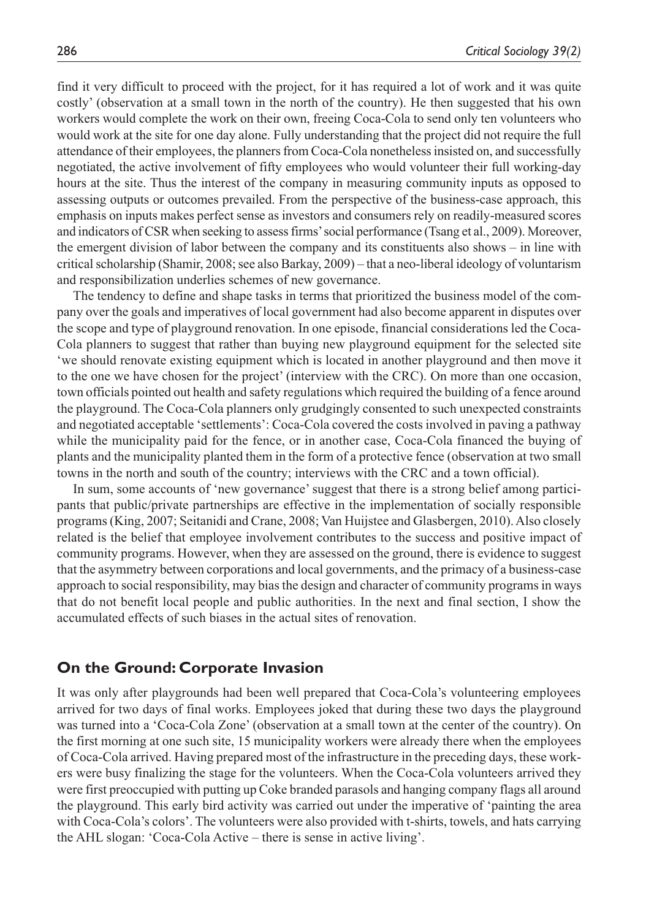find it very difficult to proceed with the project, for it has required a lot of work and it was quite costly' (observation at a small town in the north of the country). He then suggested that his own workers would complete the work on their own, freeing Coca-Cola to send only ten volunteers who would work at the site for one day alone. Fully understanding that the project did not require the full attendance of their employees, the planners from Coca-Cola nonetheless insisted on, and successfully negotiated, the active involvement of fifty employees who would volunteer their full working-day hours at the site. Thus the interest of the company in measuring community inputs as opposed to assessing outputs or outcomes prevailed. From the perspective of the business-case approach, this emphasis on inputs makes perfect sense as investors and consumers rely on readily-measured scores and indicators of CSR when seeking to assess firms' social performance (Tsang et al., 2009). Moreover, the emergent division of labor between the company and its constituents also shows – in line with critical scholarship (Shamir, 2008; see also Barkay, 2009) – that a neo-liberal ideology of voluntarism and responsibilization underlies schemes of new governance.

The tendency to define and shape tasks in terms that prioritized the business model of the company over the goals and imperatives of local government had also become apparent in disputes over the scope and type of playground renovation. In one episode, financial considerations led the Coca-Cola planners to suggest that rather than buying new playground equipment for the selected site 'we should renovate existing equipment which is located in another playground and then move it to the one we have chosen for the project' (interview with the CRC). On more than one occasion, town officials pointed out health and safety regulations which required the building of a fence around the playground. The Coca-Cola planners only grudgingly consented to such unexpected constraints and negotiated acceptable 'settlements': Coca-Cola covered the costs involved in paving a pathway while the municipality paid for the fence, or in another case, Coca-Cola financed the buying of plants and the municipality planted them in the form of a protective fence (observation at two small towns in the north and south of the country; interviews with the CRC and a town official).

In sum, some accounts of 'new governance' suggest that there is a strong belief among participants that public/private partnerships are effective in the implementation of socially responsible programs (King, 2007; Seitanidi and Crane, 2008; Van Huijstee and Glasbergen, 2010). Also closely related is the belief that employee involvement contributes to the success and positive impact of community programs. However, when they are assessed on the ground, there is evidence to suggest that the asymmetry between corporations and local governments, and the primacy of a business-case approach to social responsibility, may bias the design and character of community programs in ways that do not benefit local people and public authorities. In the next and final section, I show the accumulated effects of such biases in the actual sites of renovation.

## On the Ground: Corporate Invasion

It was only after playgrounds had been well prepared that Coca-Cola's volunteering employees arrived for two days of final works. Employees joked that during these two days the playground was turned into a 'Coca-Cola Zone' (observation at a small town at the center of the country). On the first morning at one such site, 15 municipality workers were already there when the employees of Coca-Cola arrived. Having prepared most of the infrastructure in the preceding days, these workers were busy finalizing the stage for the volunteers. When the Coca-Cola volunteers arrived they were first preoccupied with putting up Coke branded parasols and hanging company flags all around the playground. This early bird activity was carried out under the imperative of 'painting the area with Coca-Cola's colors'. The volunteers were also provided with t-shirts, towels, and hats carrying the AHL slogan: 'Coca-Cola Active – there is sense in active living'.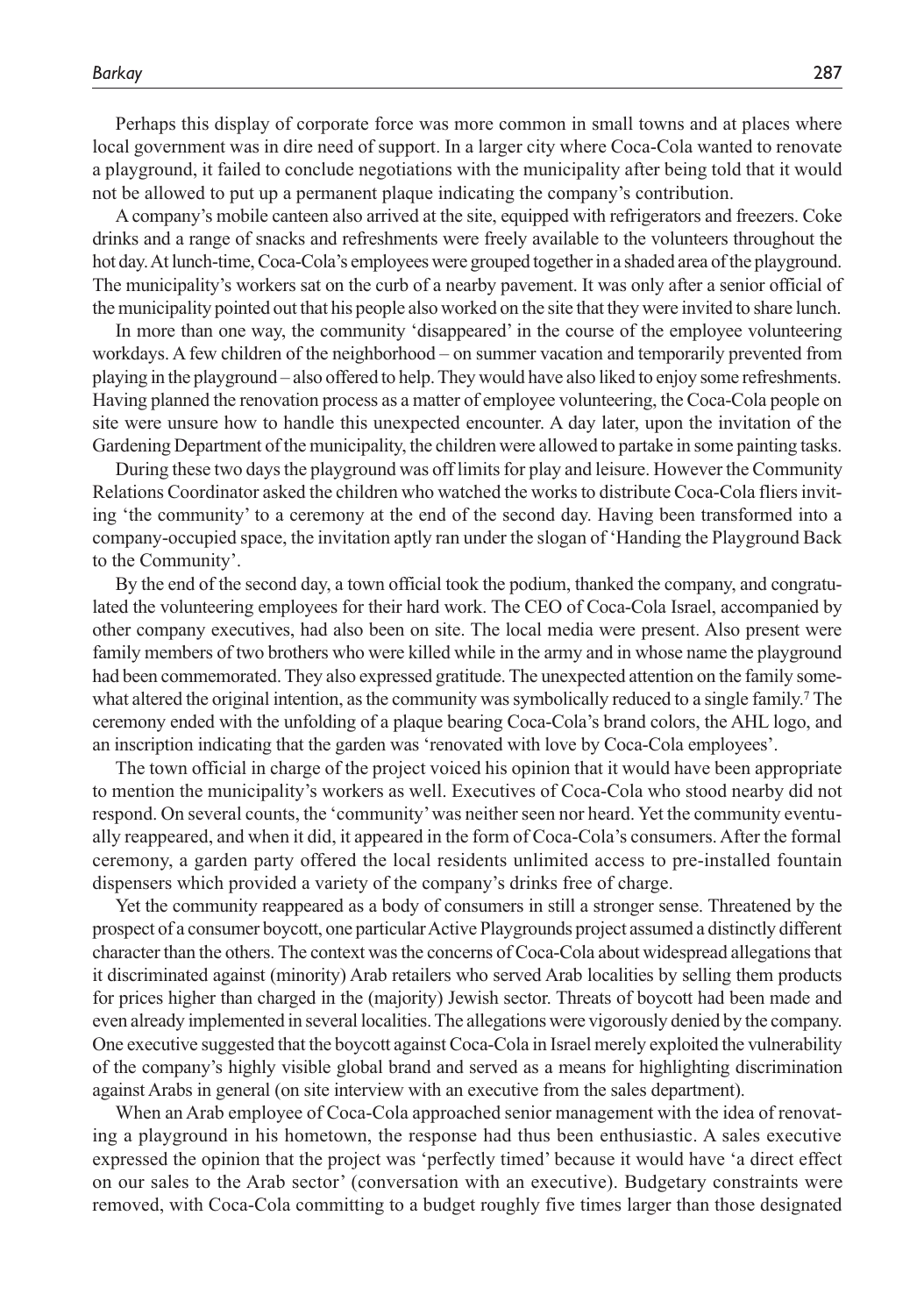Perhaps this display of corporate force was more common in small towns and at places where local government was in dire need of support. In a larger city where Coca-Cola wanted to renovate a playground, it failed to conclude negotiations with the municipality after being told that it would not be allowed to put up a permanent plaque indicating the company's contribution.

A company's mobile canteen also arrived at the site, equipped with refrigerators and freezers. Coke drinks and a range of snacks and refreshments were freely available to the volunteers throughout the hot day. At lunch-time, Coca-Cola's employees were grouped together in a shaded area of the playground. The municipality's workers sat on the curb of a nearby pavement. It was only after a senior official of the municipality pointed out that his people also worked on the site that they were invited to share lunch.

In more than one way, the community 'disappeared' in the course of the employee volunteering workdays. A few children of the neighborhood – on summer vacation and temporarily prevented from playing in the playground – also offered to help. They would have also liked to enjoy some refreshments. Having planned the renovation process as a matter of employee volunteering, the Coca-Cola people on site were unsure how to handle this unexpected encounter. A day later, upon the invitation of the Gardening Department of the municipality, the children were allowed to partake in some painting tasks.

During these two days the playground was off limits for play and leisure. However the Community Relations Coordinator asked the children who watched the works to distribute Coca-Cola fliers inviting 'the community' to a ceremony at the end of the second day. Having been transformed into a company-occupied space, the invitation aptly ran under the slogan of 'Handing the Playground Back to the Community'.

By the end of the second day, a town official took the podium, thanked the company, and congratulated the volunteering employees for their hard work. The CEO of Coca-Cola Israel, accompanied by other company executives, had also been on site. The local media were present. Also present were family members of two brothers who were killed while in the army and in whose name the playground had been commemorated. They also expressed gratitude. The unexpected attention on the family somewhat altered the original intention, as the community was symbolically reduced to a single family.[7] The ceremony ended with the unfolding of a plaque bearing Coca-Cola's brand colors, the AHL logo, and an inscription indicating that the garden was 'renovated with love by Coca-Cola employees'.

The town official in charge of the project voiced his opinion that it would have been appropriate to mention the municipality's workers as well. Executives of Coca-Cola who stood nearby did not respond. On several counts, the 'community' was neither seen nor heard. Yet the community eventually reappeared, and when it did, it appeared in the form of Coca-Cola's consumers. After the formal ceremony, a garden party offered the local residents unlimited access to pre-installed fountain dispensers which provided a variety of the company's drinks free of charge.

Yet the community reappeared as a body of consumers in still a stronger sense. Threatened by the prospect of a consumer boycott, one particular Active Playgrounds project assumed a distinctly different character than the others. The context was the concerns of Coca-Cola about widespread allegations that it discriminated against (minority) Arab retailers who served Arab localities by selling them products for prices higher than charged in the (majority) Jewish sector. Threats of boycott had been made and even already implemented in several localities. The allegations were vigorously denied by the company. One executive suggested that the boycott against Coca-Cola in Israel merely exploited the vulnerability of the company's highly visible global brand and served as a means for highlighting discrimination against Arabs in general (on site interview with an executive from the sales department).

When an Arab employee of Coca-Cola approached senior management with the idea of renovating a playground in his hometown, the response had thus been enthusiastic. A sales executive expressed the opinion that the project was 'perfectly timed' because it would have 'a direct effect on our sales to the Arab sector' (conversation with an executive). Budgetary constraints were removed, with Coca-Cola committing to a budget roughly five times larger than those designated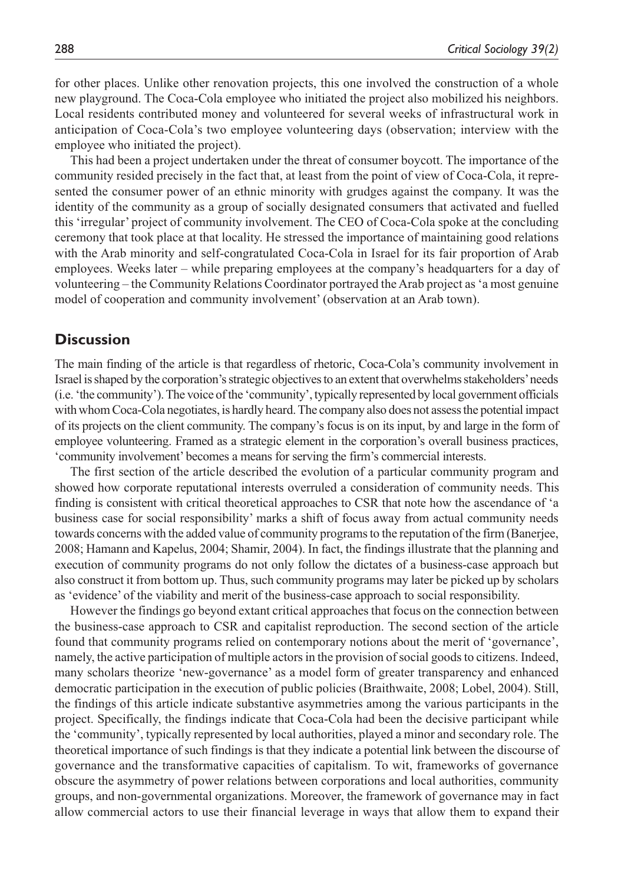for other places. Unlike other renovation projects, this one involved the construction of a whole new playground. The Coca-Cola employee who initiated the project also mobilized his neighbors. Local residents contributed money and volunteered for several weeks of infrastructural work in anticipation of Coca-Cola's two employee volunteering days (observation; interview with the employee who initiated the project).

This had been a project undertaken under the threat of consumer boycott. The importance of the community resided precisely in the fact that, at least from the point of view of Coca-Cola, it represented the consumer power of an ethnic minority with grudges against the company. It was the identity of the community as a group of socially designated consumers that activated and fuelled this 'irregular' project of community involvement. The CEO of Coca-Cola spoke at the concluding ceremony that took place at that locality. He stressed the importance of maintaining good relations with the Arab minority and self-congratulated Coca-Cola in Israel for its fair proportion of Arab employees. Weeks later – while preparing employees at the company's headquarters for a day of volunteering – the Community Relations Coordinator portrayed the Arab project as 'a most genuine model of cooperation and community involvement' (observation at an Arab town).

## Discussion

The main finding of the article is that regardless of rhetoric, Coca-Cola's community involvement in Israel is shaped by the corporation's strategic objectives to an extent that overwhelms stakeholders' needs (i.e. 'the community'). The voice of the 'community', typically represented by local government officials with whom Coca-Cola negotiates, is hardly heard. The company also does not assess the potential impact of its projects on the client community. The company's focus is on its input, by and large in the form of employee volunteering. Framed as a strategic element in the corporation's overall business practices, 'community involvement' becomes a means for serving the firm's commercial interests.

The first section of the article described the evolution of a particular community program and showed how corporate reputational interests overruled a consideration of community needs. This finding is consistent with critical theoretical approaches to CSR that note how the ascendance of 'a business case for social responsibility' marks a shift of focus away from actual community needs towards concerns with the added value of community programs to the reputation of the firm (Banerjee, 2008; Hamann and Kapelus, 2004; Shamir, 2004). In fact, the findings illustrate that the planning and execution of community programs do not only follow the dictates of a business-case approach but also construct it from bottom up. Thus, such community programs may later be picked up by scholars as 'evidence' of the viability and merit of the business-case approach to social responsibility.

However the findings go beyond extant critical approaches that focus on the connection between the business-case approach to CSR and capitalist reproduction. The second section of the article found that community programs relied on contemporary notions about the merit of 'governance', namely, the active participation of multiple actors in the provision of social goods to citizens. Indeed, many scholars theorize 'new-governance' as a model form of greater transparency and enhanced democratic participation in the execution of public policies (Braithwaite, 2008; Lobel, 2004). Still, the findings of this article indicate substantive asymmetries among the various participants in the project. Specifically, the findings indicate that Coca-Cola had been the decisive participant while the 'community', typically represented by local authorities, played a minor and secondary role. The theoretical importance of such findings is that they indicate a potential link between the discourse of governance and the transformative capacities of capitalism. To wit, frameworks of governance obscure the asymmetry of power relations between corporations and local authorities, community groups, and non-governmental organizations. Moreover, the framework of governance may in fact allow commercial actors to use their financial leverage in ways that allow them to expand their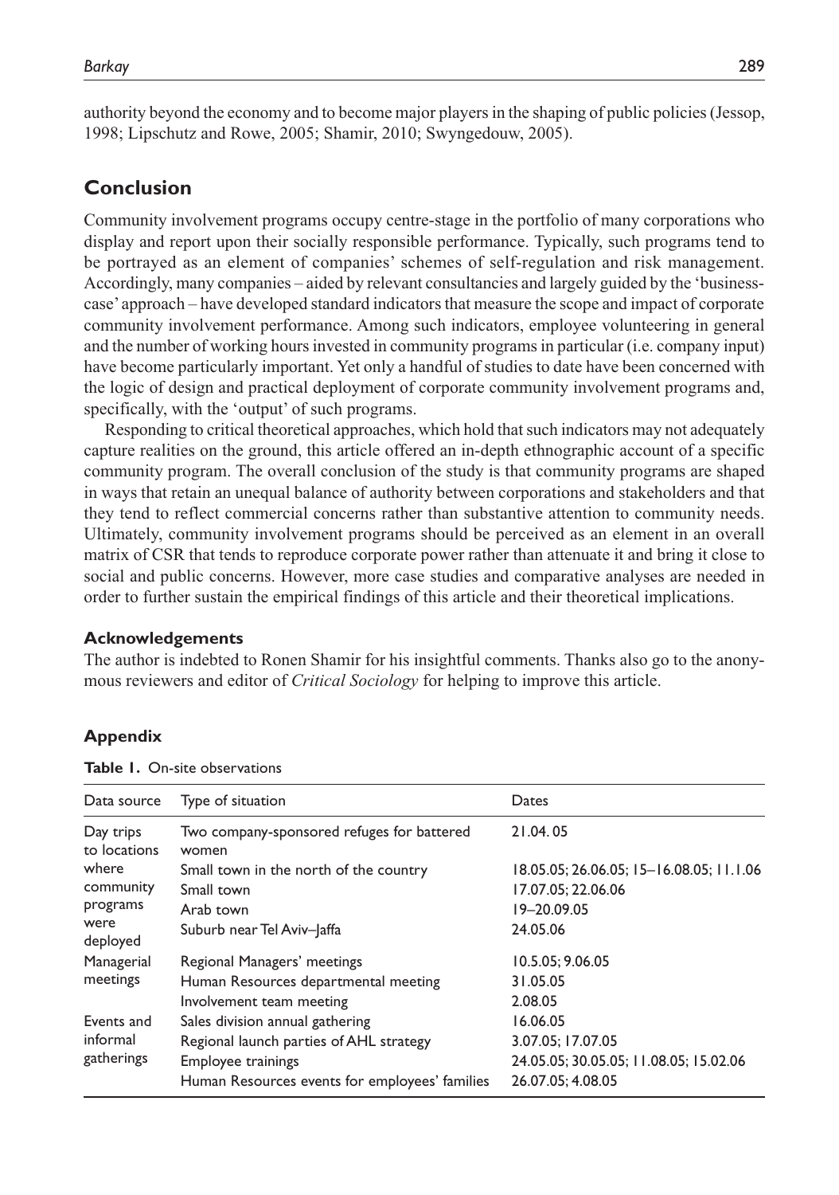authority beyond the economy and to become major players in the shaping of public policies (Jessop, 1998; Lipschutz and Rowe, 2005; Shamir, 2010; Swyngedouw, 2005).

## Conclusion

Community involvement programs occupy centre-stage in the portfolio of many corporations who display and report upon their socially responsible performance. Typically, such programs tend to be portrayed as an element of companies' schemes of self-regulation and risk management. Accordingly, many companies – aided by relevant consultancies and largely guided by the 'business-case' approach – have developed standard indicators that measure the scope and impact of corporate community involvement performance. Among such indicators, employee volunteering in general and the number of working hours invested in community programs in particular (i.e. company input) have become particularly important. Yet only a handful of studies to date have been concerned with the logic of design and practical deployment of corporate community involvement programs and, specifically, with the 'output' of such programs.

Responding to critical theoretical approaches, which hold that such indicators may not adequately capture realities on the ground, this article offered an in-depth ethnographic account of a specific community program. The overall conclusion of the study is that community programs are shaped in ways that retain an unequal balance of authority between corporations and stakeholders and that they tend to reflect commercial concerns rather than substantive attention to community needs. Ultimately, community involvement programs should be perceived as an element in an overall matrix of CSR that tends to reproduce corporate power rather than attenuate it and bring it close to social and public concerns. However, more case studies and comparative analyses are needed in order to further sustain the empirical findings of this article and their theoretical implications.

### Acknowledgements

The author is indebted to Ronen Shamir for his insightful comments. Thanks also go to the anonymous reviewers and editor of *Critical Sociology* for helping to improve this article.

### Appendix

**Table 1.** On-site observations

| Data source | Type of situation | Dates |
|---|---|---|
| Day trips to locations where community programs were deployed | Two company-sponsored refuges for battered women | 21.04. 05 |
| | Small town in the north of the country | 18.05.05; 26.06.05; 15–16.08.05; 11.1.06 |
| | Small town | 17.07.05; 22.06.06 |
| | Arab town | 19–20.09.05 |
| | Suburb near Tel Aviv–Jaffa | 24.05.06 |
| Managerial meetings | Regional Managers' meetings | 10.5.05; 9.06.05 |
| | Human Resources departmental meeting | 31.05.05 |
| | Involvement team meeting | 2.08.05 |
| Events and informal gatherings | Sales division annual gathering | 16.06.05 |
| | Regional launch parties of AHL strategy | 3.07.05; 17.07.05 |
| | Employee trainings | 24.05.05; 30.05.05; 11.08.05; 15.02.06 |
| | Human Resources events for employees' families | 26.07.05; 4.08.05 |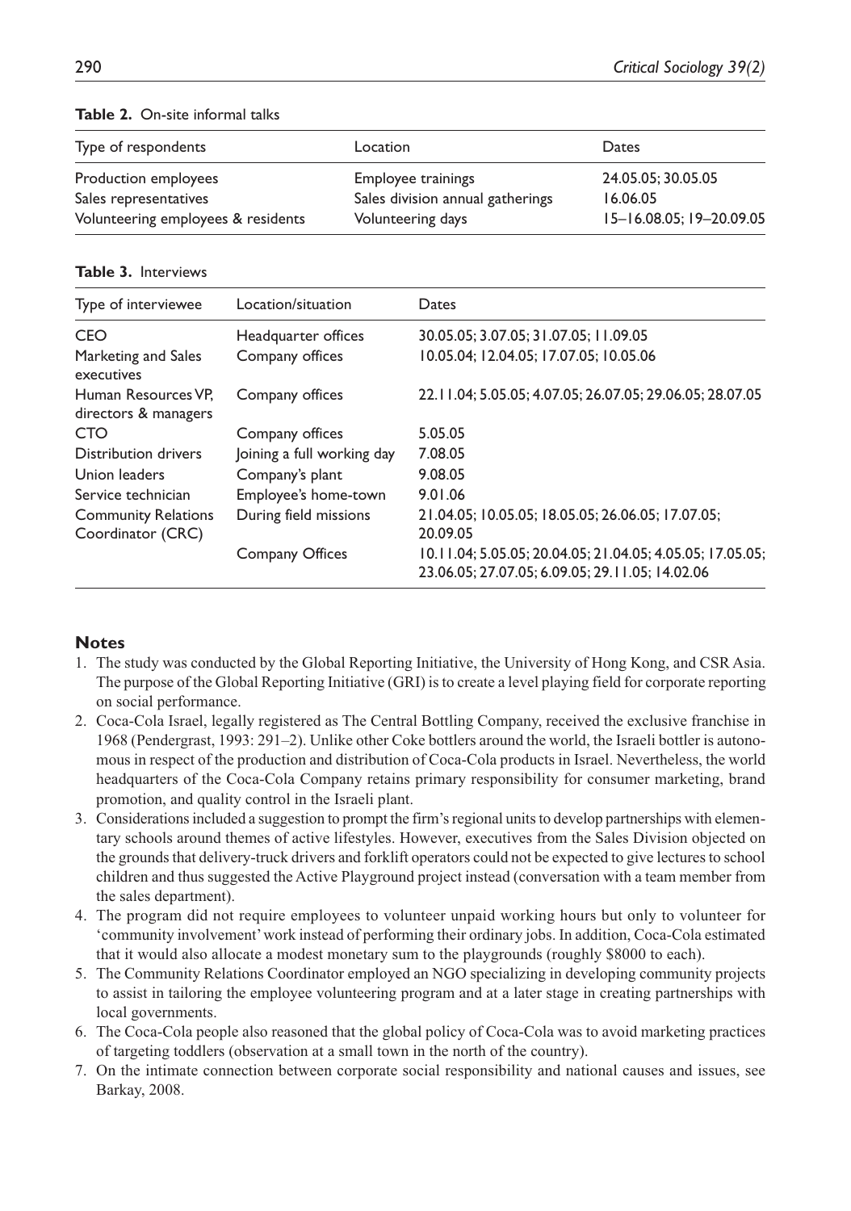**Table 2.** On-site informal talks

| Type of respondents | Location | Dates |
| --- | --- | --- |
| Production employees | Employee trainings | 24.05.05; 30.05.05 |
| Sales representatives | Sales division annual gatherings | 16.06.05 |
| Volunteering employees & residents | Volunteering days | 15–16.08.05; 19–20.09.05 |

**Table 3.** Interviews

| Type of interviewee | Location/situation | Dates |
| --- | --- | --- |
| CEO | Headquarter offices | 30.05.05; 3.07.05; 31.07.05; 11.09.05 |
| Marketing and Sales executives | Company offices | 10.05.04; 12.04.05; 17.07.05; 10.05.06 |
| Human Resources VP, directors & managers | Company offices | 22.11.04; 5.05.05; 4.07.05; 26.07.05; 29.06.05; 28.07.05 |
| CTO | Company offices | 5.05.05 |
| Distribution drivers | Joining a full working day | 7.08.05 |
| Union leaders | Company's plant | 9.08.05 |
| Service technician | Employee's home-town | 9.01.06 |
| Community Relations Coordinator (CRC) | During field missions | 21.04.05; 10.05.05; 18.05.05; 26.06.05; 17.07.05; 20.09.05 |
| | Company Offices | 10.11.04; 5.05.05; 20.04.05; 21.04.05; 4.05.05; 17.05.05; 23.06.05; 27.07.05; 6.09.05; 29.11.05; 14.02.06 |

## Notes

1. The study was conducted by the Global Reporting Initiative, the University of Hong Kong, and CSR Asia. The purpose of the Global Reporting Initiative (GRI) is to create a level playing field for corporate reporting on social performance.
2. Coca-Cola Israel, legally registered as The Central Bottling Company, received the exclusive franchise in 1968 (Pendergrast, 1993: 291–2). Unlike other Coke bottlers around the world, the Israeli bottler is autonomous in respect of the production and distribution of Coca-Cola products in Israel. Nevertheless, the world headquarters of the Coca-Cola Company retains primary responsibility for consumer marketing, brand promotion, and quality control in the Israeli plant.
3. Considerations included a suggestion to prompt the firm's regional units to develop partnerships with elementary schools around themes of active lifestyles. However, executives from the Sales Division objected on the grounds that delivery-truck drivers and forklift operators could not be expected to give lectures to school children and thus suggested the Active Playground project instead (conversation with a team member from the sales department).
4. The program did not require employees to volunteer unpaid working hours but only to volunteer for 'community involvement' work instead of performing their ordinary jobs. In addition, Coca-Cola estimated that it would also allocate a modest monetary sum to the playgrounds (roughly $8000 to each).
5. The Community Relations Coordinator employed an NGO specializing in developing community projects to assist in tailoring the employee volunteering program and at a later stage in creating partnerships with local governments.
6. The Coca-Cola people also reasoned that the global policy of Coca-Cola was to avoid marketing practices of targeting toddlers (observation at a small town in the north of the country).
7. On the intimate connection between corporate social responsibility and national causes and issues, see Barkay, 2008.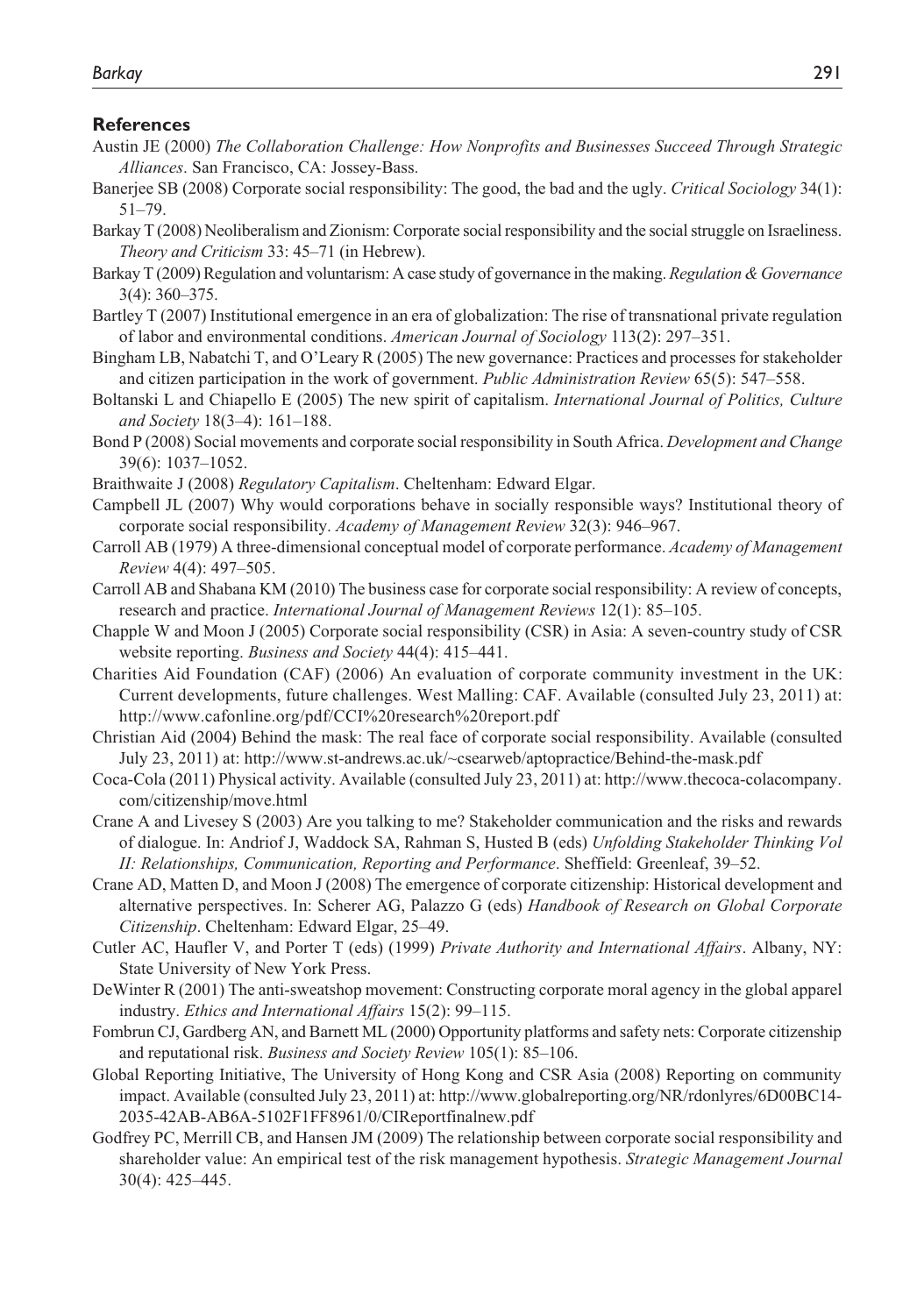## References

Austin JE (2000) *The Collaboration Challenge: How Nonprofits and Businesses Succeed Through Strategic Alliances*. San Francisco, CA: Jossey-Bass.

Banerjee SB (2008) Corporate social responsibility: The good, the bad and the ugly. *Critical Sociology* 34(1): 51–79.

Barkay T (2008) Neoliberalism and Zionism: Corporate social responsibility and the social struggle on Israeliness. *Theory and Criticism* 33: 45–71 (in Hebrew).

Barkay T (2009) Regulation and voluntarism: A case study of governance in the making. *Regulation & Governance* 3(4): 360–375.

Bartley T (2007) Institutional emergence in an era of globalization: The rise of transnational private regulation of labor and environmental conditions. *American Journal of Sociology* 113(2): 297–351.

Bingham LB, Nabatchi T, and O'Leary R (2005) The new governance: Practices and processes for stakeholder and citizen participation in the work of government. *Public Administration Review* 65(5): 547–558.

Boltanski L and Chiapello E (2005) The new spirit of capitalism. *International Journal of Politics, Culture and Society* 18(3–4): 161–188.

Bond P (2008) Social movements and corporate social responsibility in South Africa. *Development and Change* 39(6): 1037–1052.

Braithwaite J (2008) *Regulatory Capitalism*. Cheltenham: Edward Elgar.

Campbell JL (2007) Why would corporations behave in socially responsible ways? Institutional theory of corporate social responsibility. *Academy of Management Review* 32(3): 946–967.

Carroll AB (1979) A three-dimensional conceptual model of corporate performance. *Academy of Management Review* 4(4): 497–505.

Carroll AB and Shabana KM (2010) The business case for corporate social responsibility: A review of concepts, research and practice. *International Journal of Management Reviews* 12(1): 85–105.

Chapple W and Moon J (2005) Corporate social responsibility (CSR) in Asia: A seven-country study of CSR website reporting. *Business and Society* 44(4): 415–441.

Charities Aid Foundation (CAF) (2006) An evaluation of corporate community investment in the UK: Current developments, future challenges. West Malling: CAF. Available (consulted July 23, 2011) at: http://www.cafonline.org/pdf/CCI%20research%20report.pdf

Christian Aid (2004) Behind the mask: The real face of corporate social responsibility. Available (consulted July 23, 2011) at: http://www.st-andrews.ac.uk/~csearweb/aptopractice/Behind-the-mask.pdf

Coca-Cola (2011) Physical activity. Available (consulted July 23, 2011) at: http://www.thecoca-colacompany.com/citizenship/move.html

Crane A and Livesey S (2003) Are you talking to me? Stakeholder communication and the risks and rewards of dialogue. In: Andriof J, Waddock SA, Rahman S, Husted B (eds) *Unfolding Stakeholder Thinking Vol II: Relationships, Communication, Reporting and Performance*. Sheffield: Greenleaf, 39–52.

Crane AD, Matten D, and Moon J (2008) The emergence of corporate citizenship: Historical development and alternative perspectives. In: Scherer AG, Palazzo G (eds) *Handbook of Research on Global Corporate Citizenship*. Cheltenham: Edward Elgar, 25–49.

Cutler AC, Haufler V, and Porter T (eds) (1999) *Private Authority and International Affairs*. Albany, NY: State University of New York Press.

DeWinter R (2001) The anti-sweatshop movement: Constructing corporate moral agency in the global apparel industry. *Ethics and International Affairs* 15(2): 99–115.

Fombrun CJ, Gardberg AN, and Barnett ML (2000) Opportunity platforms and safety nets: Corporate citizenship and reputational risk. *Business and Society Review* 105(1): 85–106.

Global Reporting Initiative, The University of Hong Kong and CSR Asia (2008) Reporting on community impact. Available (consulted July 23, 2011) at: http://www.globalreporting.org/NR/rdonlyres/6D00BC14-2035-42AB-AB6A-5102F1FF8961/0/CIReportfinalnew.pdf

Godfrey PC, Merrill CB, and Hansen JM (2009) The relationship between corporate social responsibility and shareholder value: An empirical test of the risk management hypothesis. *Strategic Management Journal* 30(4): 425–445.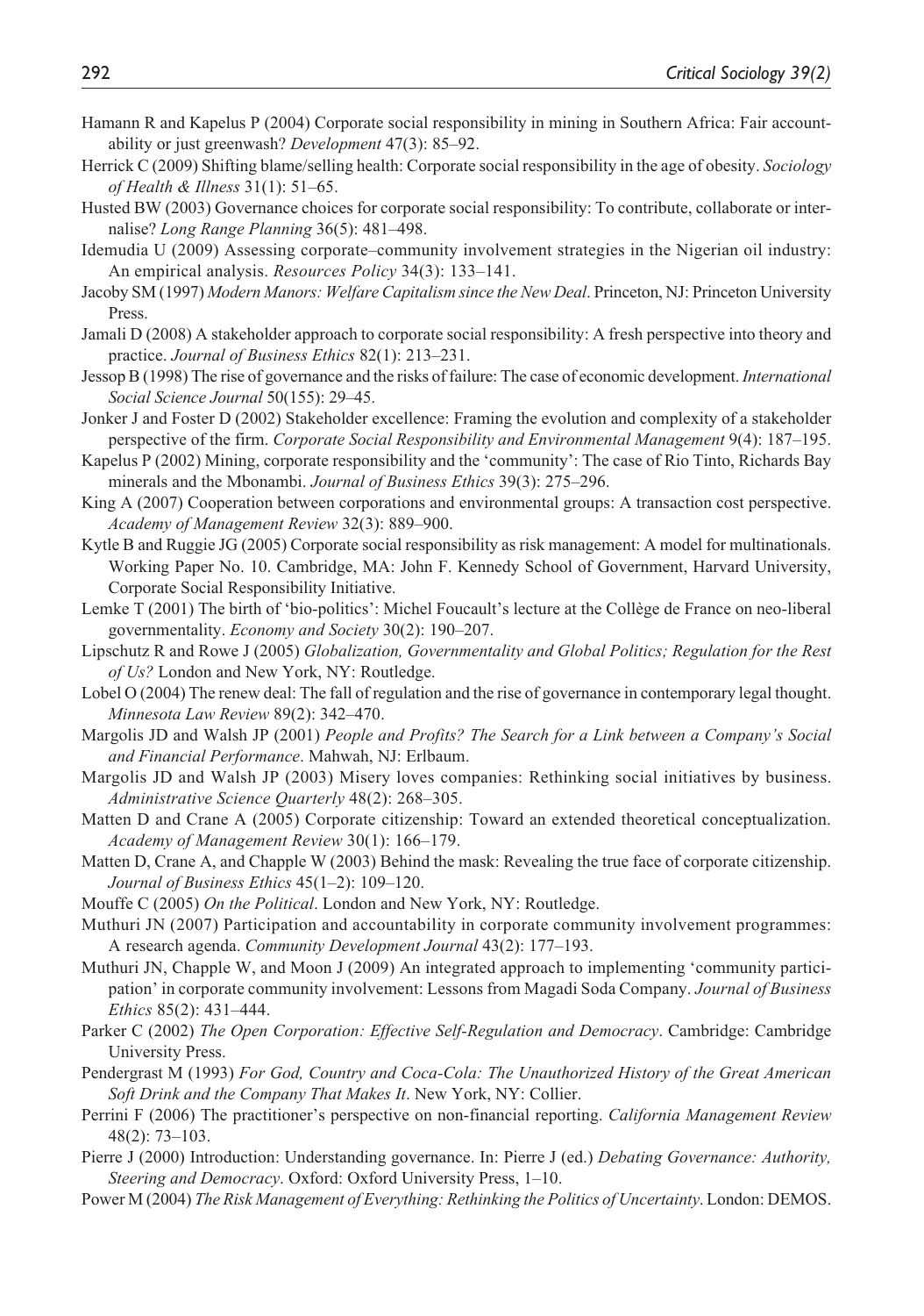Hamann R and Kapelus P (2004) Corporate social responsibility in mining in Southern Africa: Fair accountability or just greenwash? *Development* 47(3): 85–92.

Herrick C (2009) Shifting blame/selling health: Corporate social responsibility in the age of obesity. *Sociology of Health & Illness* 31(1): 51–65.

Husted BW (2003) Governance choices for corporate social responsibility: To contribute, collaborate or internalise? *Long Range Planning* 36(5): 481–498.

Idemudia U (2009) Assessing corporate–community involvement strategies in the Nigerian oil industry: An empirical analysis. *Resources Policy* 34(3): 133–141.

Jacoby SM (1997) *Modern Manors: Welfare Capitalism since the New Deal*. Princeton, NJ: Princeton University Press.

Jamali D (2008) A stakeholder approach to corporate social responsibility: A fresh perspective into theory and practice. *Journal of Business Ethics* 82(1): 213–231.

Jessop B (1998) The rise of governance and the risks of failure: The case of economic development. *International Social Science Journal* 50(155): 29–45.

Jonker J and Foster D (2002) Stakeholder excellence: Framing the evolution and complexity of a stakeholder perspective of the firm. *Corporate Social Responsibility and Environmental Management* 9(4): 187–195.

Kapelus P (2002) Mining, corporate responsibility and the 'community': The case of Rio Tinto, Richards Bay minerals and the Mbonambi. *Journal of Business Ethics* 39(3): 275–296.

King A (2007) Cooperation between corporations and environmental groups: A transaction cost perspective. *Academy of Management Review* 32(3): 889–900.

Kytle B and Ruggie JG (2005) Corporate social responsibility as risk management: A model for multinationals. Working Paper No. 10. Cambridge, MA: John F. Kennedy School of Government, Harvard University, Corporate Social Responsibility Initiative.

Lemke T (2001) The birth of 'bio-politics': Michel Foucault's lecture at the Collège de France on neo-liberal governmentality. *Economy and Society* 30(2): 190–207.

Lipschutz R and Rowe J (2005) *Globalization, Governmentality and Global Politics; Regulation for the Rest of Us?* London and New York, NY: Routledge.

Lobel O (2004) The renew deal: The fall of regulation and the rise of governance in contemporary legal thought. *Minnesota Law Review* 89(2): 342–470.

Margolis JD and Walsh JP (2001) *People and Profits? The Search for a Link between a Company's Social and Financial Performance*. Mahwah, NJ: Erlbaum.

Margolis JD and Walsh JP (2003) Misery loves companies: Rethinking social initiatives by business. *Administrative Science Quarterly* 48(2): 268–305.

Matten D and Crane A (2005) Corporate citizenship: Toward an extended theoretical conceptualization. *Academy of Management Review* 30(1): 166–179.

Matten D, Crane A, and Chapple W (2003) Behind the mask: Revealing the true face of corporate citizenship. *Journal of Business Ethics* 45(1–2): 109–120.

Mouffe C (2005) *On the Political*. London and New York, NY: Routledge.

Muthuri JN (2007) Participation and accountability in corporate community involvement programmes: A research agenda. *Community Development Journal* 43(2): 177–193.

Muthuri JN, Chapple W, and Moon J (2009) An integrated approach to implementing 'community participation' in corporate community involvement: Lessons from Magadi Soda Company. *Journal of Business Ethics* 85(2): 431–444.

Parker C (2002) *The Open Corporation: Effective Self-Regulation and Democracy*. Cambridge: Cambridge University Press.

Pendergrast M (1993) *For God, Country and Coca-Cola: The Unauthorized History of the Great American Soft Drink and the Company That Makes It*. New York, NY: Collier.

Perrini F (2006) The practitioner's perspective on non-financial reporting. *California Management Review* 48(2): 73–103.

Pierre J (2000) Introduction: Understanding governance. In: Pierre J (ed.) *Debating Governance: Authority, Steering and Democracy*. Oxford: Oxford University Press, 1–10.

Power M (2004) *The Risk Management of Everything: Rethinking the Politics of Uncertainty*. London: DEMOS.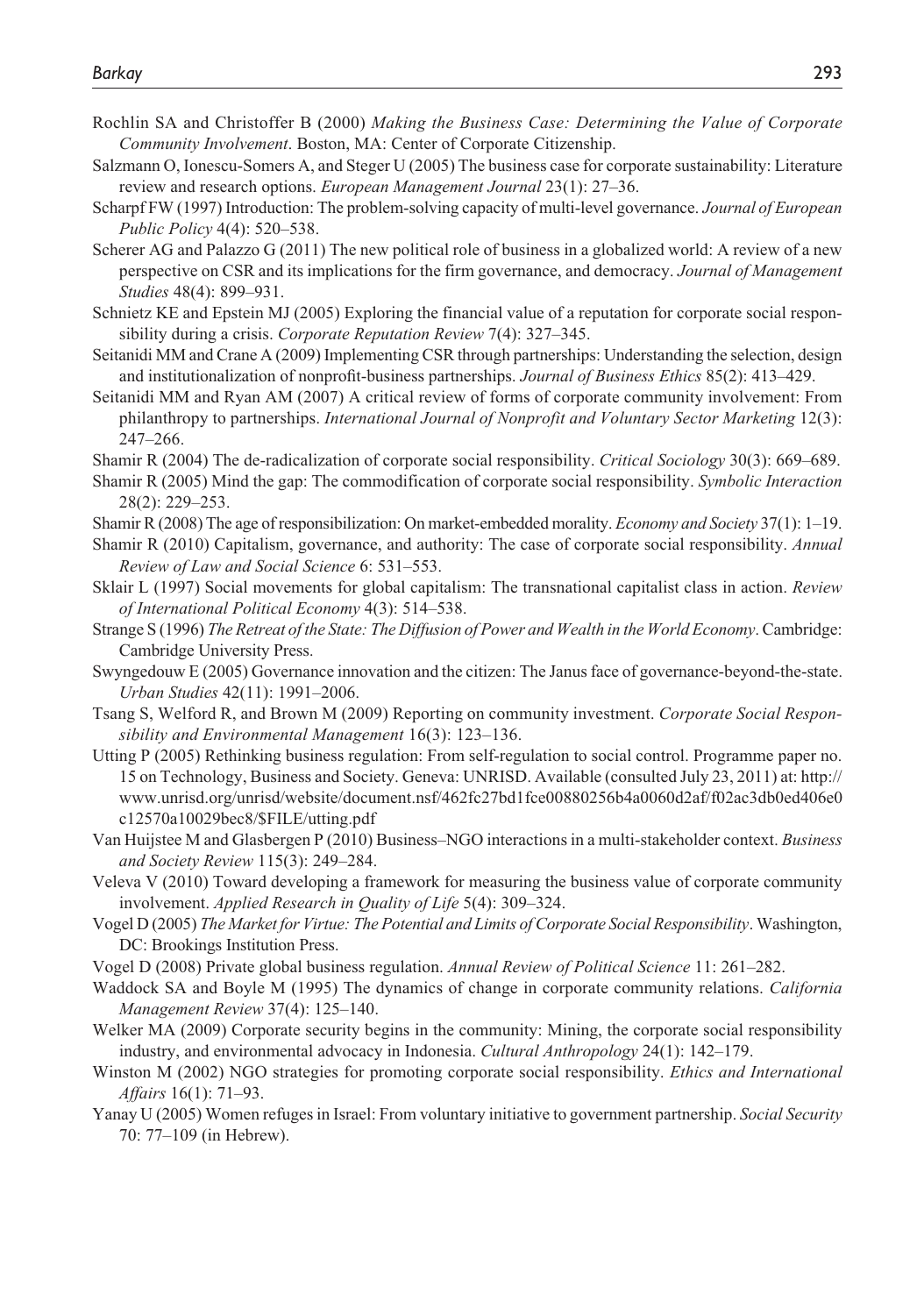Rochlin SA and Christoffer B (2000) *Making the Business Case: Determining the Value of Corporate Community Involvement*. Boston, MA: Center of Corporate Citizenship.

Salzmann O, Ionescu-Somers A, and Steger U (2005) The business case for corporate sustainability: Literature review and research options. *European Management Journal* 23(1): 27–36.

Scharpf FW (1997) Introduction: The problem-solving capacity of multi-level governance. *Journal of European Public Policy* 4(4): 520–538.

Scherer AG and Palazzo G (2011) The new political role of business in a globalized world: A review of a new perspective on CSR and its implications for the firm governance, and democracy. *Journal of Management Studies* 48(4): 899–931.

Schnietz KE and Epstein MJ (2005) Exploring the financial value of a reputation for corporate social responsibility during a crisis. *Corporate Reputation Review* 7(4): 327–345.

Seitanidi MM and Crane A (2009) Implementing CSR through partnerships: Understanding the selection, design and institutionalization of nonprofit-business partnerships. *Journal of Business Ethics* 85(2): 413–429.

Seitanidi MM and Ryan AM (2007) A critical review of forms of corporate community involvement: From philanthropy to partnerships. *International Journal of Nonprofit and Voluntary Sector Marketing* 12(3): 247–266.

Shamir R (2004) The de-radicalization of corporate social responsibility. *Critical Sociology* 30(3): 669–689.

Shamir R (2005) Mind the gap: The commodification of corporate social responsibility. *Symbolic Interaction* 28(2): 229–253.

Shamir R (2008) The age of responsibilization: On market-embedded morality. *Economy and Society* 37(1): 1–19.

Shamir R (2010) Capitalism, governance, and authority: The case of corporate social responsibility. *Annual Review of Law and Social Science* 6: 531–553.

Sklair L (1997) Social movements for global capitalism: The transnational capitalist class in action. *Review of International Political Economy* 4(3): 514–538.

Strange S (1996) *The Retreat of the State: The Diffusion of Power and Wealth in the World Economy*. Cambridge: Cambridge University Press.

Swyngedouw E (2005) Governance innovation and the citizen: The Janus face of governance-beyond-the-state. *Urban Studies* 42(11): 1991–2006.

Tsang S, Welford R, and Brown M (2009) Reporting on community investment. *Corporate Social Responsibility and Environmental Management* 16(3): 123–136.

Utting P (2005) Rethinking business regulation: From self-regulation to social control. Programme paper no. 15 on Technology, Business and Society. Geneva: UNRISD. Available (consulted July 23, 2011) at: http://www.unrisd.org/unrisd/website/document.nsf/462fc27bd1fce00880256b4a0060d2af/f02ac3db0ed406e0c12570a10029bec8/$FILE/utting.pdf

Van Huijstee M and Glasbergen P (2010) Business–NGO interactions in a multi-stakeholder context. *Business and Society Review* 115(3): 249–284.

Veleva V (2010) Toward developing a framework for measuring the business value of corporate community involvement. *Applied Research in Quality of Life* 5(4): 309–324.

Vogel D (2005) *The Market for Virtue: The Potential and Limits of Corporate Social Responsibility*. Washington, DC: Brookings Institution Press.

Vogel D (2008) Private global business regulation. *Annual Review of Political Science* 11: 261–282.

Waddock SA and Boyle M (1995) The dynamics of change in corporate community relations. *California Management Review* 37(4): 125–140.

Welker MA (2009) Corporate security begins in the community: Mining, the corporate social responsibility industry, and environmental advocacy in Indonesia. *Cultural Anthropology* 24(1): 142–179.

Winston M (2002) NGO strategies for promoting corporate social responsibility. *Ethics and International Affairs* 16(1): 71–93.

Yanay U (2005) Women refuges in Israel: From voluntary initiative to government partnership. *Social Security* 70: 77–109 (in Hebrew).